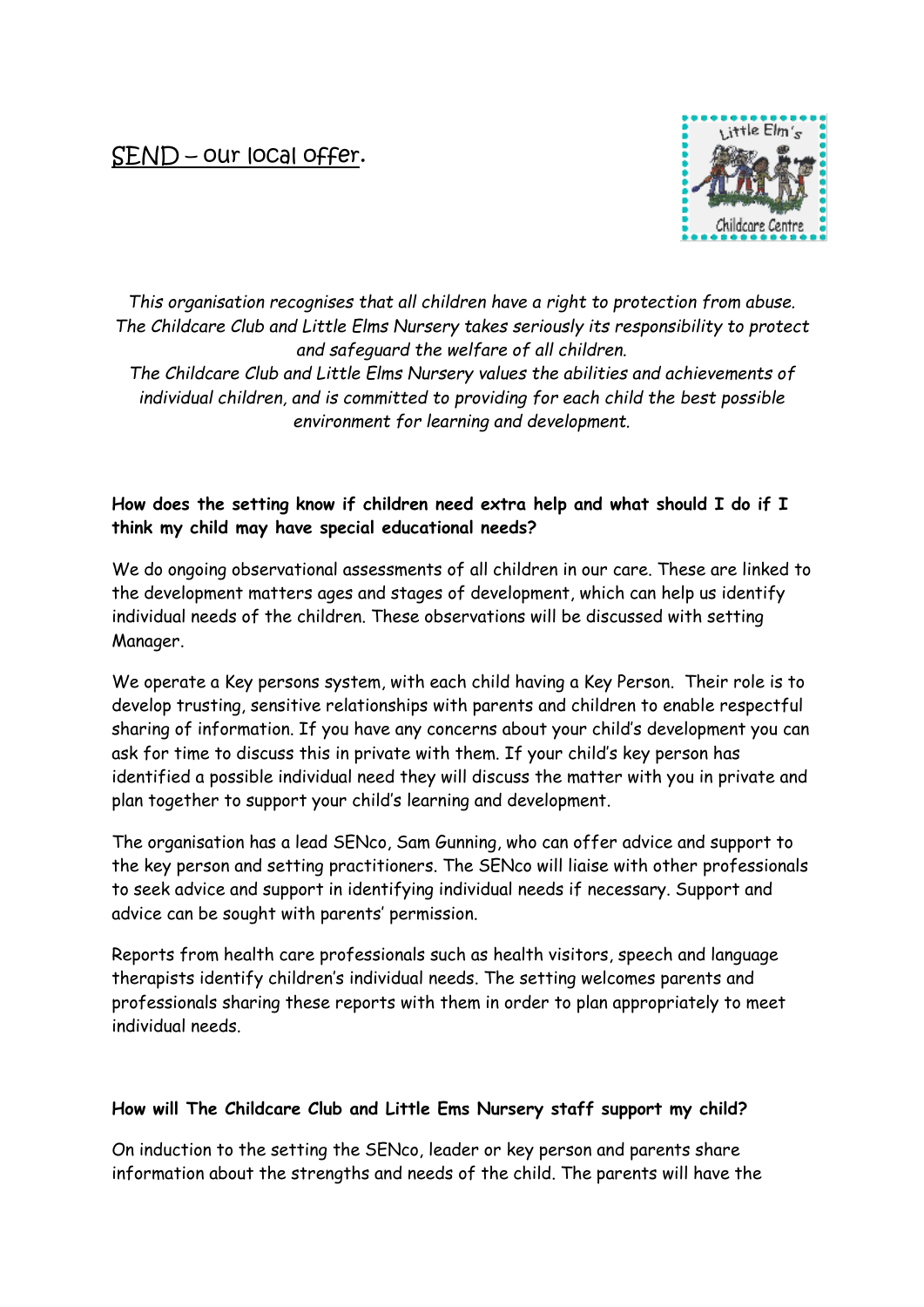# SEND – our local offer.

*This organisation recognises that all children have a right to protection from abuse. The Childcare Club and Little Elms Nursery takes seriously its responsibility to protect and safeguard the welfare of all children.*
*The Childcare Club and Little Elms Nursery values the abilities and achievements of individual children, and is committed to providing for each child the best possible environment for learning and development.*

**How does the setting know if children need extra help and what should I do if I think my child may have special educational needs?**

We do ongoing observational assessments of all children in our care. These are linked to the development matters ages and stages of development, which can help us identify individual needs of the children. These observations will be discussed with setting Manager.

We operate a Key persons system, with each child having a Key Person. Their role is to develop trusting, sensitive relationships with parents and children to enable respectful sharing of information. If you have any concerns about your child's development you can ask for time to discuss this in private with them. If your child's key person has identified a possible individual need they will discuss the matter with you in private and plan together to support your child's learning and development.

The organisation has a lead SENco, Sam Gunning, who can offer advice and support to the key person and setting practitioners. The SENco will liaise with other professionals to seek advice and support in identifying individual needs if necessary. Support and advice can be sought with parents' permission.

Reports from health care professionals such as health visitors, speech and language therapists identify children's individual needs. The setting welcomes parents and professionals sharing these reports with them in order to plan appropriately to meet individual needs.

**How will The Childcare Club and Little Ems Nursery staff support my child?**

On induction to the setting the SENco, leader or key person and parents share information about the strengths and needs of the child. The parents will have the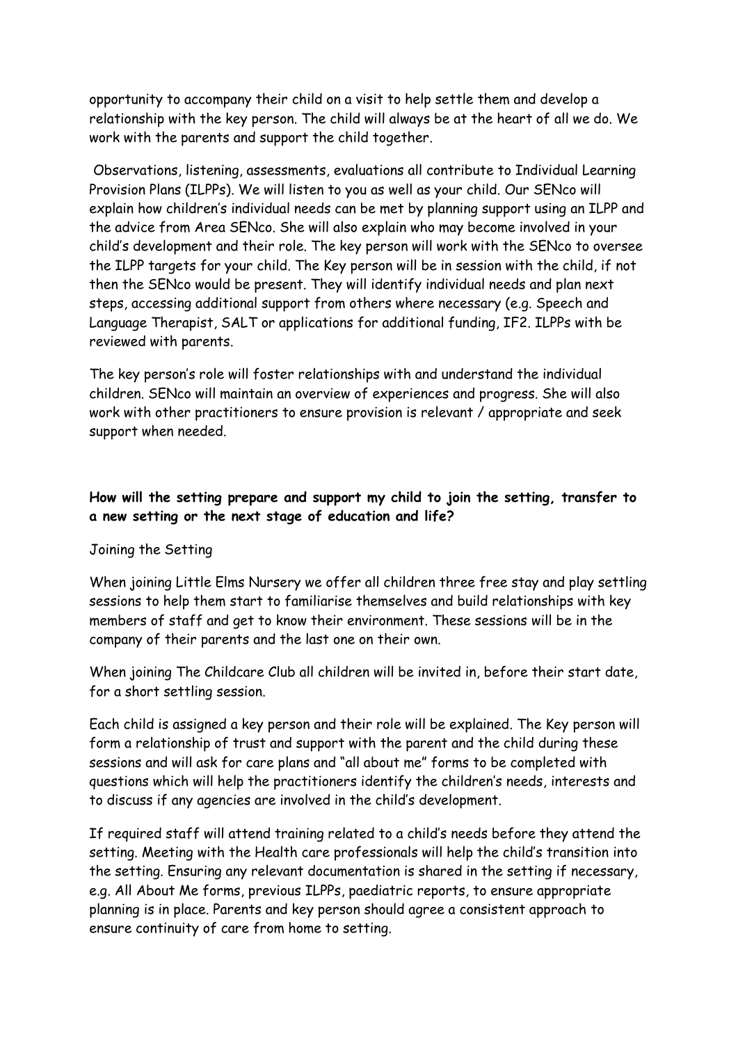opportunity to accompany their child on a visit to help settle them and develop a relationship with the key person. The child will always be at the heart of all we do. We work with the parents and support the child together.

Observations, listening, assessments, evaluations all contribute to Individual Learning Provision Plans (ILPPs). We will listen to you as well as your child. Our SENco will explain how children's individual needs can be met by planning support using an ILPP and the advice from Area SENco. She will also explain who may become involved in your child's development and their role. The key person will work with the SENco to oversee the ILPP targets for your child. The Key person will be in session with the child, if not then the SENco would be present. They will identify individual needs and plan next steps, accessing additional support from others where necessary (e.g. Speech and Language Therapist, SALT or applications for additional funding, IF2. ILPPs with be reviewed with parents.

The key person's role will foster relationships with and understand the individual children. SENco will maintain an overview of experiences and progress. She will also work with other practitioners to ensure provision is relevant / appropriate and seek support when needed.

**How will the setting prepare and support my child to join the setting, transfer to a new setting or the next stage of education and life?**

Joining the Setting

When joining Little Elms Nursery we offer all children three free stay and play settling sessions to help them start to familiarise themselves and build relationships with key members of staff and get to know their environment. These sessions will be in the company of their parents and the last one on their own.

When joining The Childcare Club all children will be invited in, before their start date, for a short settling session.

Each child is assigned a key person and their role will be explained. The Key person will form a relationship of trust and support with the parent and the child during these sessions and will ask for care plans and "all about me" forms to be completed with questions which will help the practitioners identify the children's needs, interests and to discuss if any agencies are involved in the child's development.

If required staff will attend training related to a child's needs before they attend the setting. Meeting with the Health care professionals will help the child's transition into the setting. Ensuring any relevant documentation is shared in the setting if necessary, e.g. All About Me forms, previous ILPPs, paediatric reports, to ensure appropriate planning is in place. Parents and key person should agree a consistent approach to ensure continuity of care from home to setting.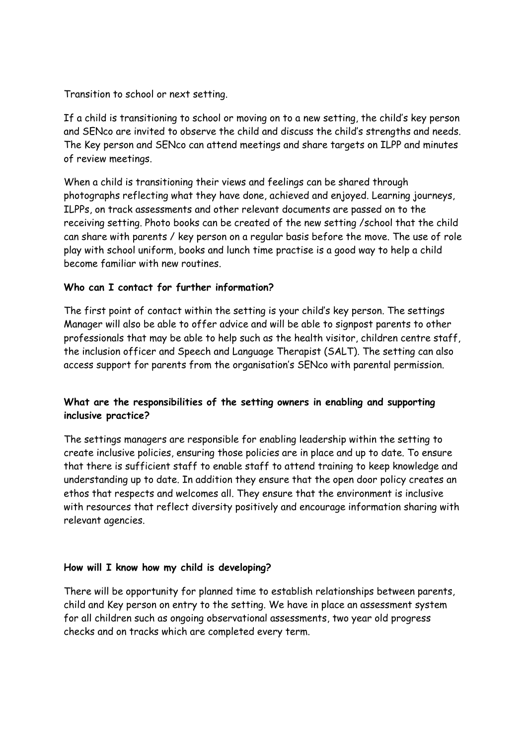Transition to school or next setting.

If a child is transitioning to school or moving on to a new setting, the child's key person and SENco are invited to observe the child and discuss the child's strengths and needs. The Key person and SENco can attend meetings and share targets on ILPP and minutes of review meetings.

When a child is transitioning their views and feelings can be shared through photographs reflecting what they have done, achieved and enjoyed. Learning journeys, ILPPs, on track assessments and other relevant documents are passed on to the receiving setting. Photo books can be created of the new setting /school that the child can share with parents / key person on a regular basis before the move. The use of role play with school uniform, books and lunch time practise is a good way to help a child become familiar with new routines.

**Who can I contact for further information?**

The first point of contact within the setting is your child's key person. The settings Manager will also be able to offer advice and will be able to signpost parents to other professionals that may be able to help such as the health visitor, children centre staff, the inclusion officer and Speech and Language Therapist (SALT). The setting can also access support for parents from the organisation's SENco with parental permission.

**What are the responsibilities of the setting owners in enabling and supporting inclusive practice?**

The settings managers are responsible for enabling leadership within the setting to create inclusive policies, ensuring those policies are in place and up to date. To ensure that there is sufficient staff to enable staff to attend training to keep knowledge and understanding up to date. In addition they ensure that the open door policy creates an ethos that respects and welcomes all. They ensure that the environment is inclusive with resources that reflect diversity positively and encourage information sharing with relevant agencies.

**How will I know how my child is developing?**

There will be opportunity for planned time to establish relationships between parents, child and Key person on entry to the setting. We have in place an assessment system for all children such as ongoing observational assessments, two year old progress checks and on tracks which are completed every term.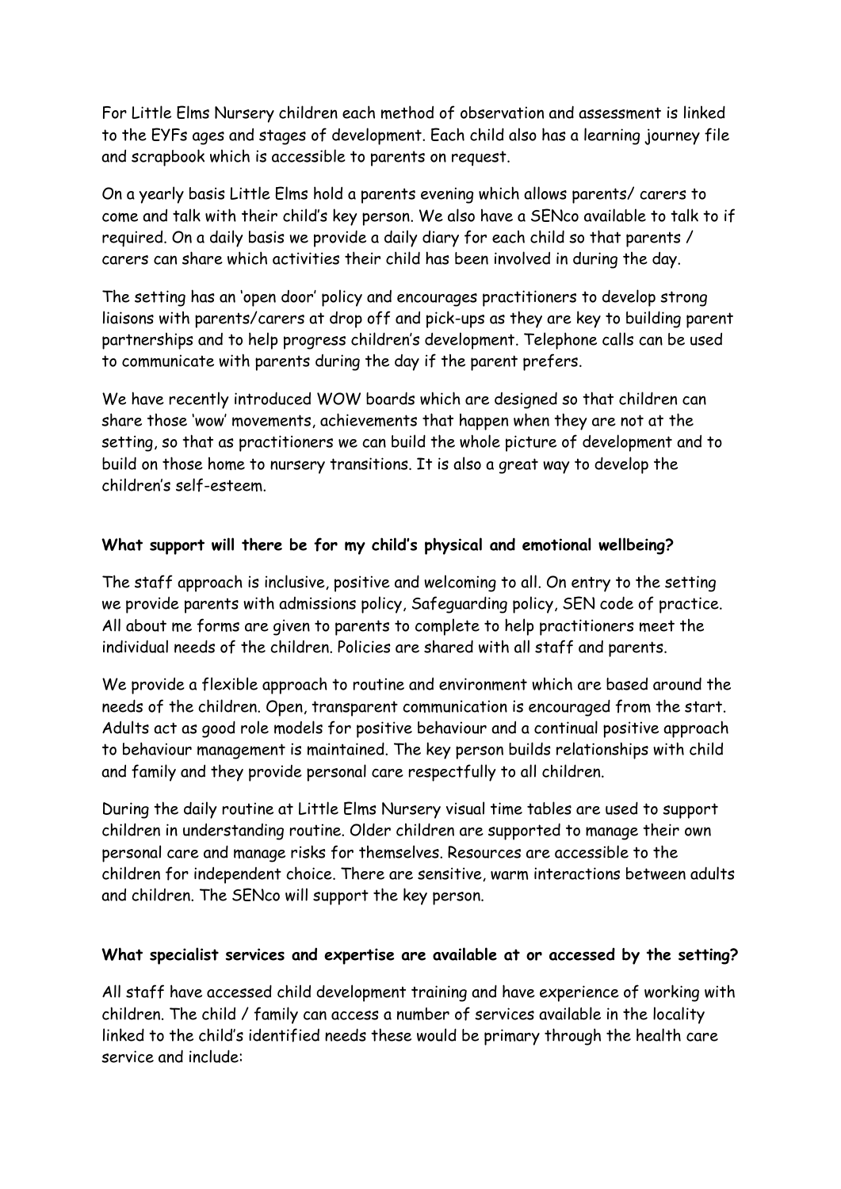For Little Elms Nursery children each method of observation and assessment is linked to the EYFs ages and stages of development. Each child also has a learning journey file and scrapbook which is accessible to parents on request.

On a yearly basis Little Elms hold a parents evening which allows parents/ carers to come and talk with their child's key person. We also have a SENco available to talk to if required. On a daily basis we provide a daily diary for each child so that parents / carers can share which activities their child has been involved in during the day.

The setting has an 'open door' policy and encourages practitioners to develop strong liaisons with parents/carers at drop off and pick-ups as they are key to building parent partnerships and to help progress children's development. Telephone calls can be used to communicate with parents during the day if the parent prefers.

We have recently introduced WOW boards which are designed so that children can share those 'wow' movements, achievements that happen when they are not at the setting, so that as practitioners we can build the whole picture of development and to build on those home to nursery transitions. It is also a great way to develop the children's self-esteem.

**What support will there be for my child's physical and emotional wellbeing?**

The staff approach is inclusive, positive and welcoming to all. On entry to the setting we provide parents with admissions policy, Safeguarding policy, SEN code of practice. All about me forms are given to parents to complete to help practitioners meet the individual needs of the children. Policies are shared with all staff and parents.

We provide a flexible approach to routine and environment which are based around the needs of the children. Open, transparent communication is encouraged from the start. Adults act as good role models for positive behaviour and a continual positive approach to behaviour management is maintained. The key person builds relationships with child and family and they provide personal care respectfully to all children.

During the daily routine at Little Elms Nursery visual time tables are used to support children in understanding routine. Older children are supported to manage their own personal care and manage risks for themselves. Resources are accessible to the children for independent choice. There are sensitive, warm interactions between adults and children. The SENco will support the key person.

**What specialist services and expertise are available at or accessed by the setting?**

All staff have accessed child development training and have experience of working with children. The child / family can access a number of services available in the locality linked to the child's identified needs these would be primary through the health care service and include: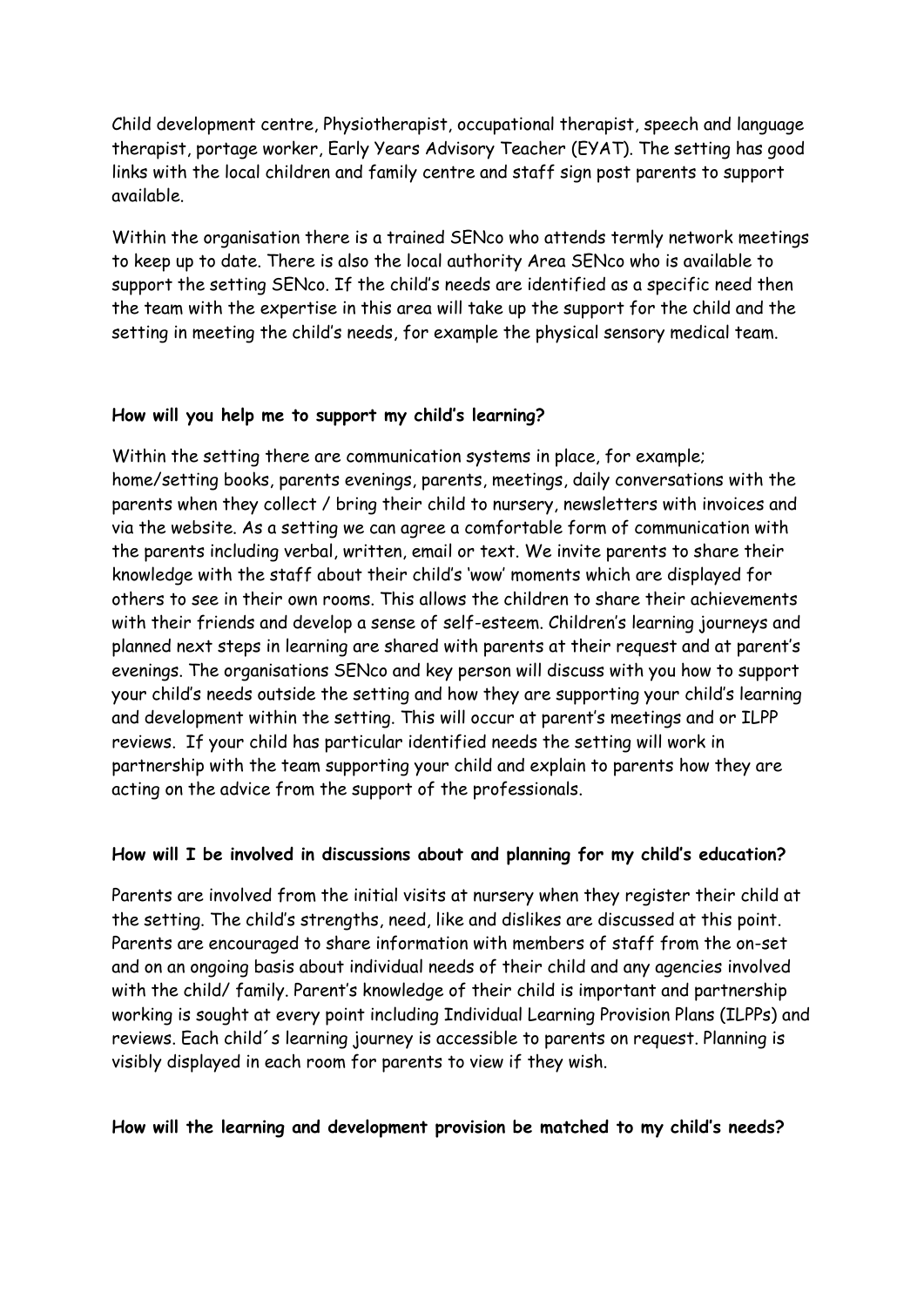Child development centre, Physiotherapist, occupational therapist, speech and language therapist, portage worker, Early Years Advisory Teacher (EYAT). The setting has good links with the local children and family centre and staff sign post parents to support available.

Within the organisation there is a trained SENco who attends termly network meetings to keep up to date. There is also the local authority Area SENco who is available to support the setting SENco. If the child's needs are identified as a specific need then the team with the expertise in this area will take up the support for the child and the setting in meeting the child's needs, for example the physical sensory medical team.

**How will you help me to support my child's learning?**

Within the setting there are communication systems in place, for example; home/setting books, parents evenings, parents, meetings, daily conversations with the parents when they collect / bring their child to nursery, newsletters with invoices and via the website. As a setting we can agree a comfortable form of communication with the parents including verbal, written, email or text. We invite parents to share their knowledge with the staff about their child's 'wow' moments which are displayed for others to see in their own rooms. This allows the children to share their achievements with their friends and develop a sense of self-esteem. Children's learning journeys and planned next steps in learning are shared with parents at their request and at parent's evenings. The organisations SENco and key person will discuss with you how to support your child's needs outside the setting and how they are supporting your child's learning and development within the setting. This will occur at parent's meetings and or ILPP reviews. If your child has particular identified needs the setting will work in partnership with the team supporting your child and explain to parents how they are acting on the advice from the support of the professionals.

**How will I be involved in discussions about and planning for my child's education?**

Parents are involved from the initial visits at nursery when they register their child at the setting. The child's strengths, need, like and dislikes are discussed at this point. Parents are encouraged to share information with members of staff from the on-set and on an ongoing basis about individual needs of their child and any agencies involved with the child/ family. Parent's knowledge of their child is important and partnership working is sought at every point including Individual Learning Provision Plans (ILPPs) and reviews. Each child´s learning journey is accessible to parents on request. Planning is visibly displayed in each room for parents to view if they wish.

**How will the learning and development provision be matched to my child's needs?**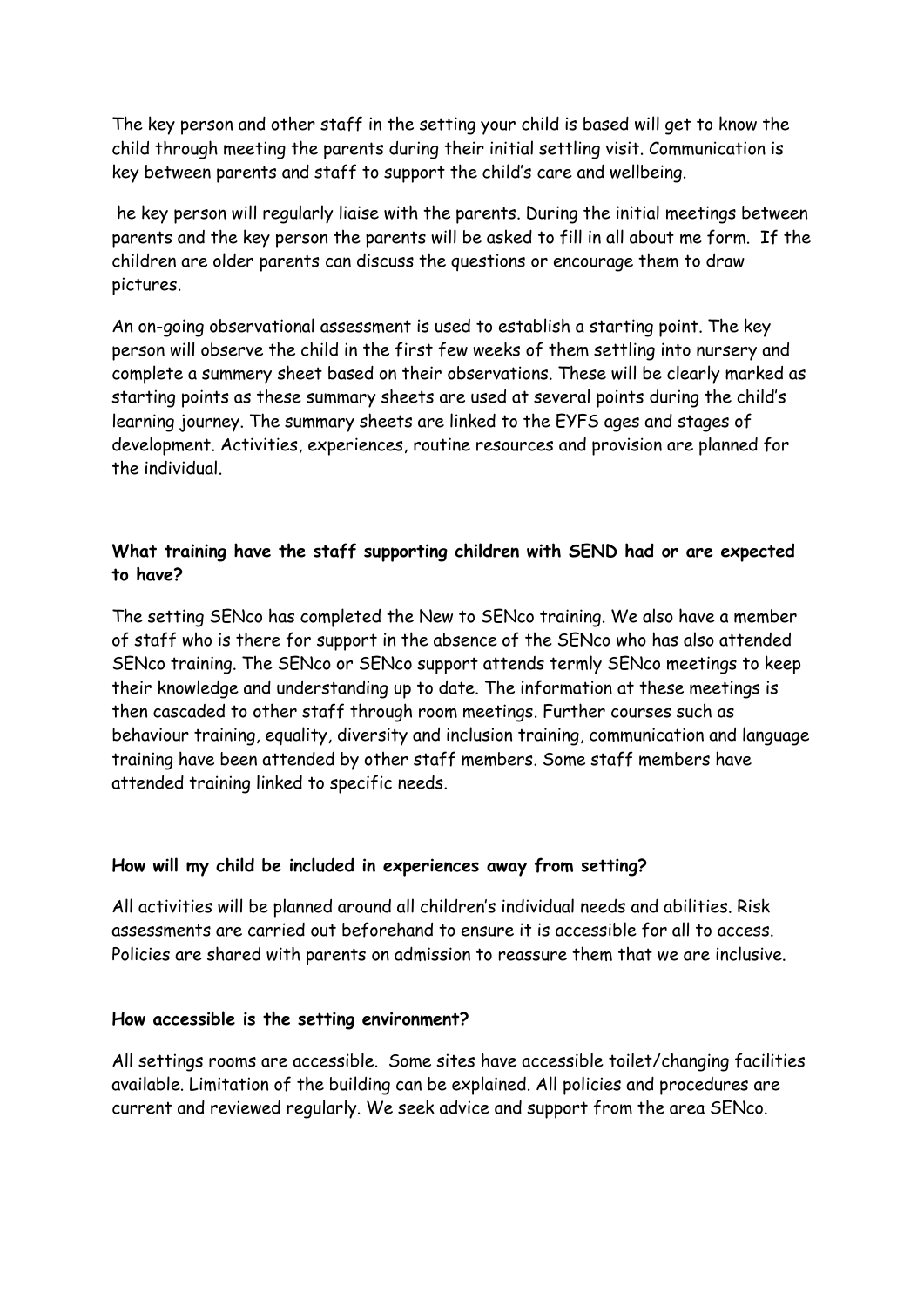The key person and other staff in the setting your child is based will get to know the child through meeting the parents during their initial settling visit. Communication is key between parents and staff to support the child's care and wellbeing.

he key person will regularly liaise with the parents. During the initial meetings between parents and the key person the parents will be asked to fill in all about me form. If the children are older parents can discuss the questions or encourage them to draw pictures.

An on-going observational assessment is used to establish a starting point. The key person will observe the child in the first few weeks of them settling into nursery and complete a summery sheet based on their observations. These will be clearly marked as starting points as these summary sheets are used at several points during the child's learning journey. The summary sheets are linked to the EYFS ages and stages of development. Activities, experiences, routine resources and provision are planned for the individual.

**What training have the staff supporting children with SEND had or are expected to have?**

The setting SENco has completed the New to SENco training. We also have a member of staff who is there for support in the absence of the SENco who has also attended SENco training. The SENco or SENco support attends termly SENco meetings to keep their knowledge and understanding up to date. The information at these meetings is then cascaded to other staff through room meetings. Further courses such as behaviour training, equality, diversity and inclusion training, communication and language training have been attended by other staff members. Some staff members have attended training linked to specific needs.

**How will my child be included in experiences away from setting?**

All activities will be planned around all children's individual needs and abilities. Risk assessments are carried out beforehand to ensure it is accessible for all to access. Policies are shared with parents on admission to reassure them that we are inclusive.

**How accessible is the setting environment?**

All settings rooms are accessible. Some sites have accessible toilet/changing facilities available. Limitation of the building can be explained. All policies and procedures are current and reviewed regularly. We seek advice and support from the area SENco.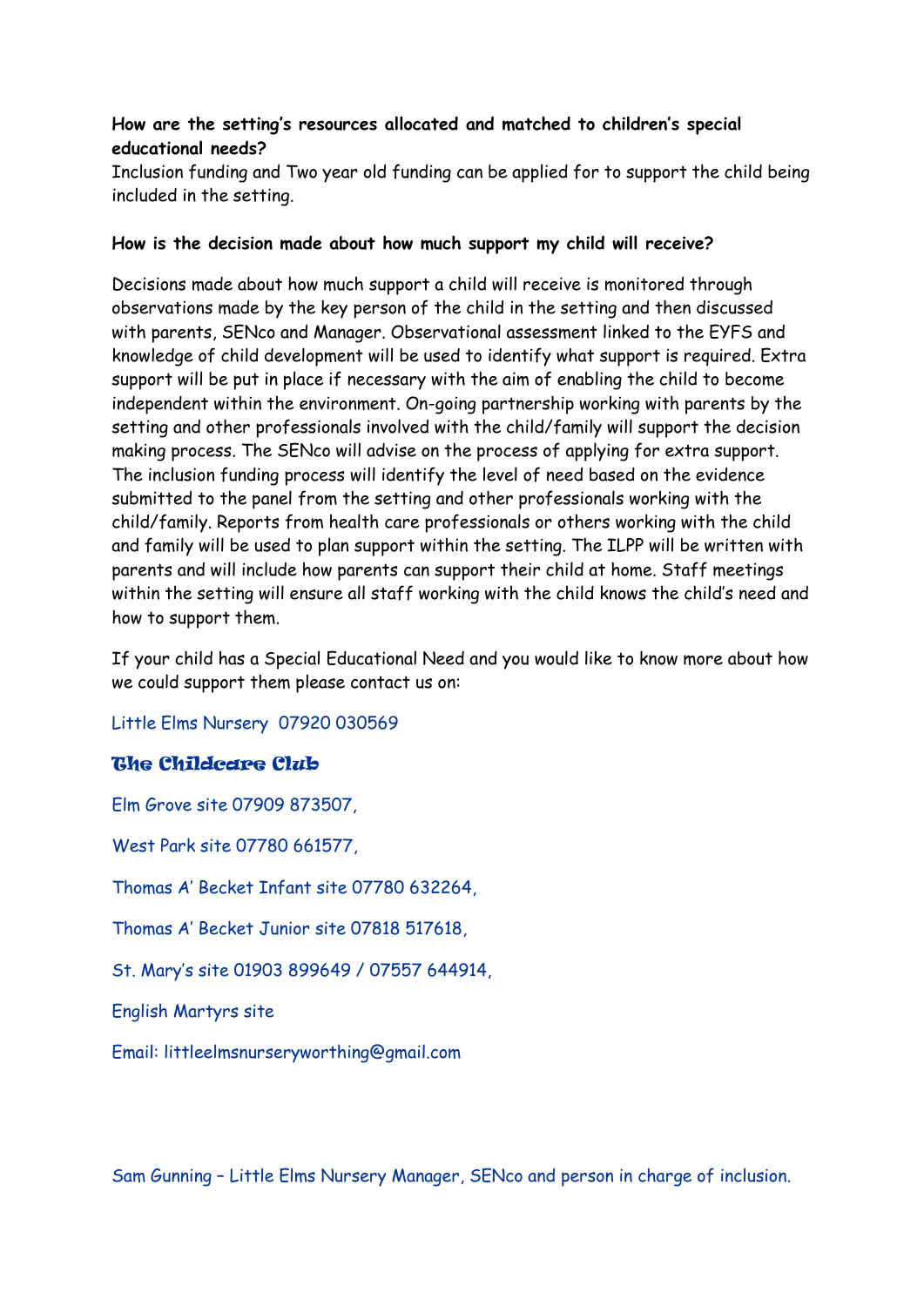**How are the setting's resources allocated and matched to children's special educational needs?**

Inclusion funding and Two year old funding can be applied for to support the child being included in the setting.

**How is the decision made about how much support my child will receive?**

Decisions made about how much support a child will receive is monitored through observations made by the key person of the child in the setting and then discussed with parents, SENco and Manager. Observational assessment linked to the EYFS and knowledge of child development will be used to identify what support is required. Extra support will be put in place if necessary with the aim of enabling the child to become independent within the environment. On-going partnership working with parents by the setting and other professionals involved with the child/family will support the decision making process. The SENco will advise on the process of applying for extra support. The inclusion funding process will identify the level of need based on the evidence submitted to the panel from the setting and other professionals working with the child/family. Reports from health care professionals or others working with the child and family will be used to plan support within the setting. The ILPP will be written with parents and will include how parents can support their child at home. Staff meetings within the setting will ensure all staff working with the child knows the child's need and how to support them.

If your child has a Special Educational Need and you would like to know more about how we could support them please contact us on:

Little Elms Nursery 07920 030569

**The Childcare Club**

Elm Grove site 07909 873507,

West Park site 07780 661577,

Thomas A' Becket Infant site 07780 632264,

Thomas A' Becket Junior site 07818 517618,

St. Mary's site 01903 899649 / 07557 644914,

English Martyrs site

Email: littleelmsnurseryworthing@gmail.com

Sam Gunning – Little Elms Nursery Manager, SENco and person in charge of inclusion.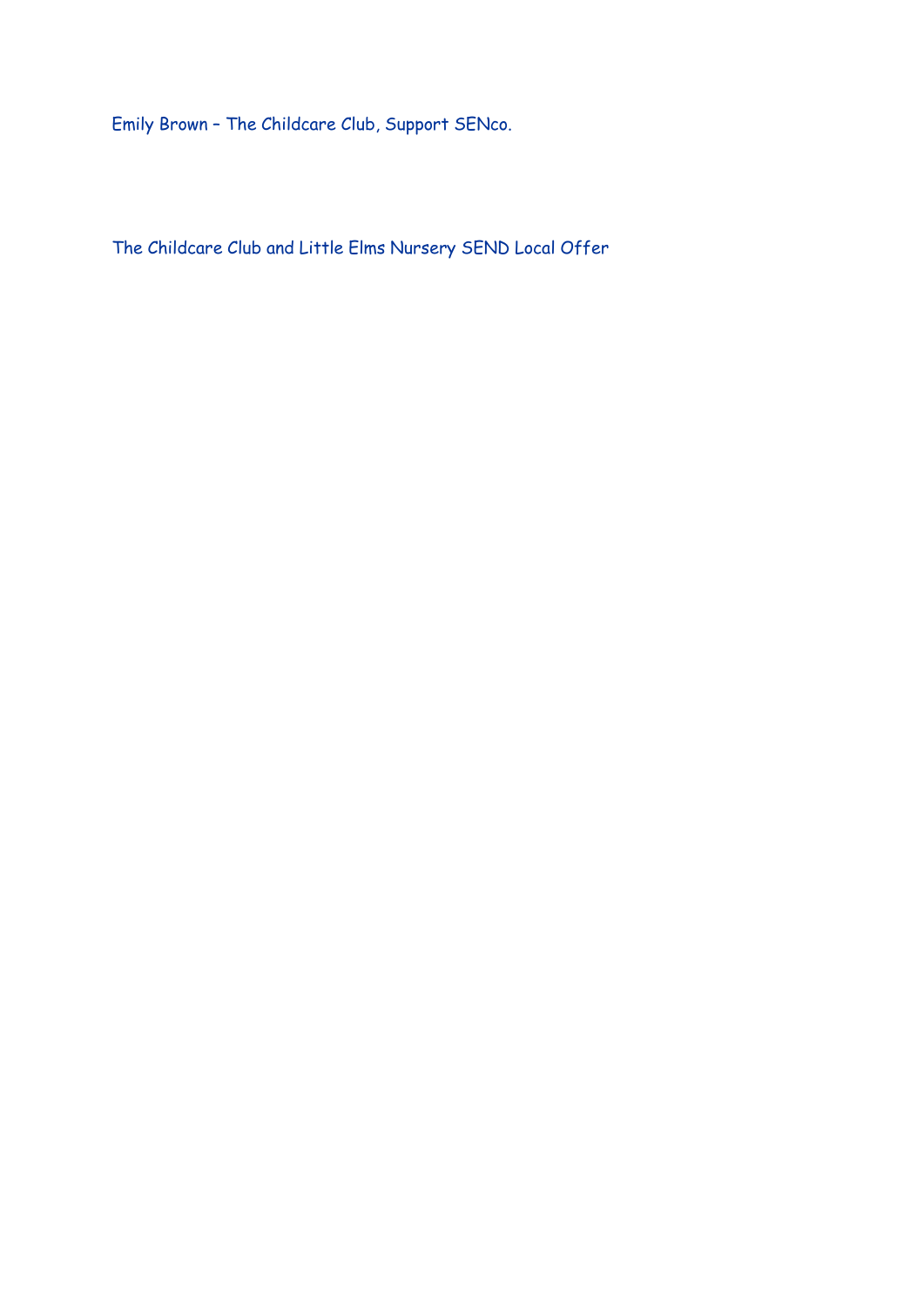Emily Brown – The Childcare Club, Support SENco.

The Childcare Club and Little Elms Nursery SEND Local Offer